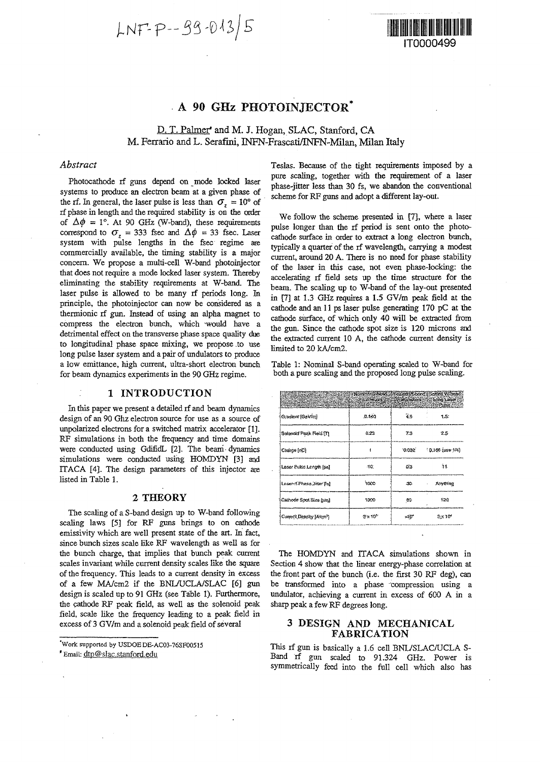LNF-P--99-013/5

IT0000499

# A 90 GHz PHOTOINJECTOR*

D. T. Palmer[†] and M. J. Hogan, SLAC, Stanford, CA
M. Ferrario and L. Serafini, INFN-Frascati/INFN-Milan, Milan Italy

### *Abstract*

Photocathode rf guns depend on mode locked laser systems to produce an electron beam at a given phase of the rf. In general, the laser pulse is less than $\sigma_z = 10°$ of rf phase in length and the required stability is on the order of $\Delta\phi = 1°$. At 90 GHz (W-band), these requirements correspond to $\sigma_z = 333$ fsec and $\Delta\phi = 33$ fsec. Laser system with pulse lengths in the fsec regime are commercially available, the timing stability is a major concern. We propose a multi-cell W-band photoinjector that does not require a mode locked laser system. Thereby eliminating the stability requirements at W-band. The laser pulse is allowed to be many rf periods long. In principle, the photoinjector can now be considered as a thermionic rf gun. Instead of using an alpha magnet to compress the electron bunch, which would have a detrimental effect on the transverse phase space quality due to longitudinal phase space mixing, we propose to use long pulse laser system and a pair of undulators to produce a low emittance, high current, ultra-short electron bunch for beam dynamics experiments in the 90 GHz regime.

## 1 INTRODUCTION

In this paper we present a detailed rf and beam dynamics design of an 90 Ghz electron source for use as a source of unpolarized electrons for a switched matrix accelerator [1]. RF simulations in both the frequency and time domains were conducted using GdfidL [2]. The beam dynamics simulations were conducted using HOMDYN [3] and ITACA [4]. The design parameters of this injector are listed in Table 1.

## 2 THEORY

The scaling of a S-band design up to W-band following scaling laws [5] for RF guns brings to on cathode emissivity which are well present state of the art. In fact, since bunch sizes scale like RF wavelength as well as for the bunch charge, that implies that bunch peak current scales invariant while current density scales like the square of the frequency. This leads to a current density in excess of a few MA/cm2 if the BNL/UCLA/SLAC [6] gun design is scaled up to 91 GHz (see Table 1). Furthermore, the cathode RF peak field, as well as the solenoid peak field, scale like the frequency leading to a peak field in excess of 3 GV/m and a solenoid peak field of several Teslas. Because of the tight requirements imposed by a pure scaling, together with the requirement of a laser phase-jitter less than 30 fs, we abandon the conventional scheme for RF guns and adopt a different lay-out.

We follow the scheme presented in [7], where a laser pulse longer than the rf period is sent onto the photocathode surface in order to extract a long electron bunch, typically a quarter of the rf wavelength, carrying a modest current, around 20 A. There is no need for phase stability of the laser in this case, not even phase-locking: the accelerating rf field sets up the time structure for the beam. The scaling up to W-band of the lay-out presented in [7] at 1.3 GHz requires a 1.5 GV/m peak field at the cathode and an 11 ps laser pulse generating 170 pC at the cathode surface, of which only 40 will be extracted from the gun. Since the cathode spot size is 120 microns and the extracted current 10 A, the cathode current density is limited to 20 kA/cm2.

Table 1: Nominal S-band operating scaled to W-band for both a pure scaling and the proposed long pulse scaling.

| | Nominal S-band Parameters | Scaled W-band Parameters | Scaled W-band Long Laser Pulse |
|---|---|---|---|
| Gradient [GeV/m] | 0.140 | 4.5 | 1.5 |
| Solenoid Peak Field [T] | 0.23 | 7.3 | 2.5 |
| Charge [nC] | 1 | 0.032 | 0.166 (use 1/4) |
| Laser Pulse Length [ps] | 10 | 0.3 | 11 |
| Laser-rf-Phase Jitter [fs] | 1000 | 30 | Anything |
| Cathode Spot Size [μm] | 1000 | 30 | 120 |
| Current Density [A/cm²] | $3\times10^3$ | $>10^6$ | $2\times10^4$ |

The HOMDYN and ITACA simulations shown in Section 4 show that the linear energy-phase correlation at the front part of the bunch (i.e. the first 30 RF deg), can be transformed into a phase compression using a undulator, achieving a current in excess of 600 A in a sharp peak a few RF degrees long.

## 3 DESIGN AND MECHANICAL FABRICATION

This rf gun is basically a 1.6 cell BNL/SLAC/UCLA S-Band rf gun scaled to 91.324 GHz. Power is symmetrically feed into the full cell which also has

---

*Work supported by USDOE DE-AC03-76SF00515

[†]Email: dtp@slac.stanford.edu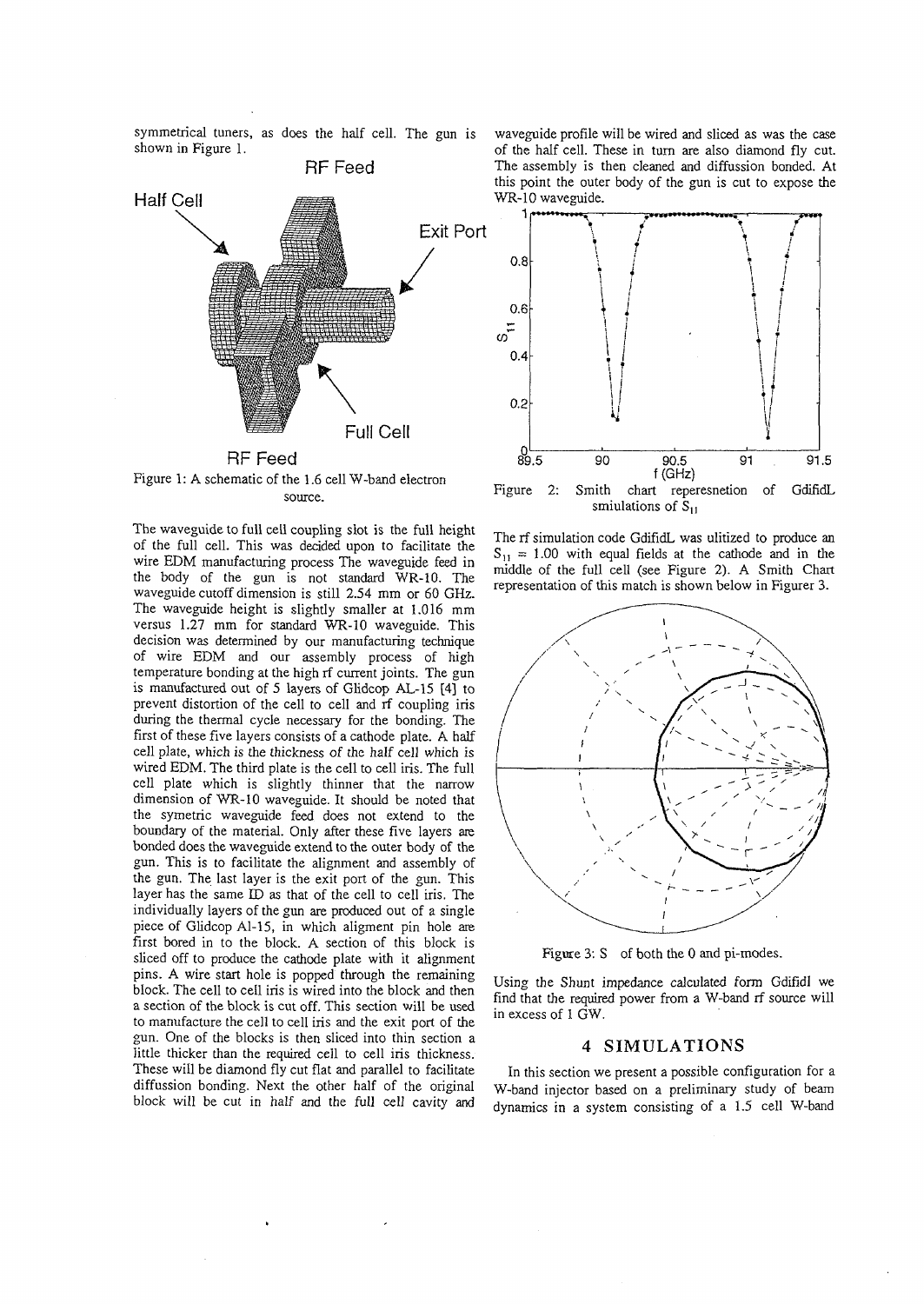symmetrical tuners, as does the half cell. The gun is shown in Figure 1.

Figure 1: A schematic of the 1.6 cell W-band electron source.

The waveguide to full cell coupling slot is the full height of the full cell. This was decided upon to facilitate the wire EDM manufacturing process The waveguide feed in the body of the gun is not standard WR-10. The waveguide cutoff dimension is still 2.54 mm or 60 GHz. The waveguide height is slightly smaller at 1.016 mm versus 1.27 mm for standard WR-10 waveguide. This decision was determined by our manufacturing technique of wire EDM and our assembly process of high temperature bonding at the high rf current joints. The gun is manufactured out of 5 layers of Glidcop AL-15 [4] to prevent distortion of the cell to cell and rf coupling iris during the thermal cycle necessary for the bonding. The first of these five layers consists of a cathode plate. A half cell plate, which is the thickness of the half cell which is wired EDM. The third plate is the cell to cell iris. The full cell plate which is slightly thinner that the narrow dimension of WR-10 waveguide. It should be noted that the symetric waveguide feed does not extend to the boundary of the material. Only after these five layers are bonded does the waveguide extend to the outer body of the gun. This is to facilitate the alignment and assembly of the gun. The last layer is the exit port of the gun. This layer has the same ID as that of the cell to cell iris. The individually layers of the gun are produced out of a single piece of Glidcop Al-15, in which aligment pin hole are first bored in to the block. A section of this block is sliced off to produce the cathode plate with it alignment pins. A wire start hole is popped through the remaining block. The cell to cell iris is wired into the block and then a section of the block is cut off. This section will be used to manufacture the cell to cell iris and the exit port of the gun. One of the blocks is then sliced into thin section a little thicker than the required cell to cell iris thickness. These will be diamond fly cut flat and parallel to facilitate diffussion bonding. Next the other half of the original block will be cut in half and the full cell cavity and waveguide profile will be wired and sliced as was the case of the half cell. These in turn are also diamond fly cut. The assembly is then cleaned and diffussion bonded. At this point the outer body of the gun is cut to expose the WR-10 waveguide.

Figure 2: Smith chart reperesnetion of GdifidL smiulations of $S_{11}$

The rf simulation code GdifidL was ulitized to produce an $S_{11} = 1.00$ with equal fields at the cathode and in the middle of the full cell (see Figure 2). A Smith Chart representation of this match is shown below in Figurer 3.

Figure 3: S of both the 0 and pi-modes.

Using the Shunt impedance calculated form Gdifidl we find that the required power from a W-band rf source will in excess of 1 GW.

## 4 SIMULATIONS

In this section we present a possible configuration for a W-band injector based on a preliminary study of beam dynamics in a system consisting of a 1.5 cell W-band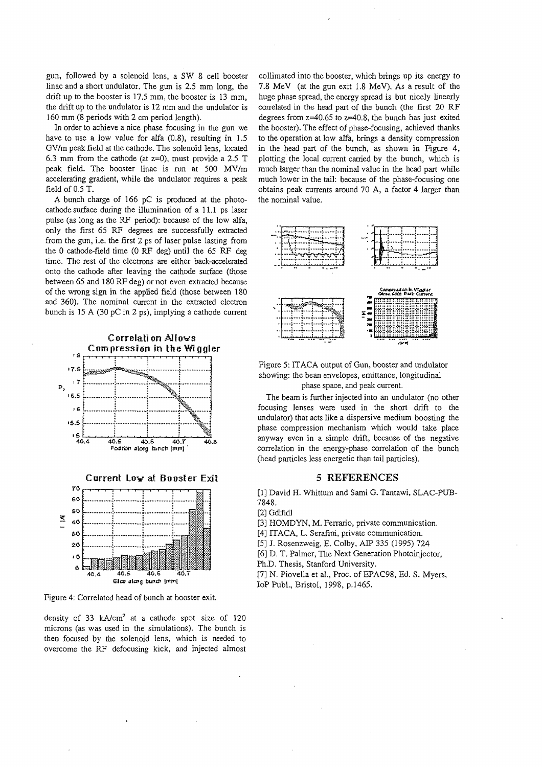gun, followed by a solenoid lens, a SW 8 cell booster linac and a short undulator. The gun is 2.5 mm long, the drift up to the booster is 17.5 mm, the booster is 13 mm, the drift up to the undulator is 12 mm and the undulator is 160 mm (8 periods with 2 cm period length).

In order to achieve a nice phase focusing in the gun we have to use a low value for alfa (0.8), resulting in 1.5 GV/m peak field at the cathode. The solenoid lens, located 6.3 mm from the cathode (at z=0), must provide a 2.5 T peak field. The booster linac is run at 500 MV/m accelerating gradient, while the undulator requires a peak field of 0.5 T.

A bunch charge of 166 pC is produced at the photo-cathode surface during the illumination of a 11.1 ps laser pulse (as long as the RF period): because of the low alfa, only the first 65 RF degrees are successfully extracted from the gun, i.e. the first 2 ps of laser pulse lasting from the 0 cathode-field time (0 RF deg) until the 65 RF deg time. The rest of the electrons are either back-accelerated onto the cathode after leaving the cathode surface (those between 65 and 180 RF deg) or not even extracted because of the wrong sign in the applied field (those between 180 and 360). The nominal current in the extracted electron bunch is 15 A (30 pC in 2 ps), implying a cathode current

Correlation Allows Compression in the Wiggler

18
17.5
17
16.5
16
15.5
15
$P_z$
40.4
40.5
40.6
40.7
40.8
Position along bunch [mm]

Current Low at Booster Exit

70
60
50
40
30
20
10
0
I [A]
40.4
40.5
40.6
40.7
Slice along bunch [mm]

Figure 4: Correlated head of bunch at booster exit.

density of 33 kA/cm$^2$ at a cathode spot size of 120 microns (as was used in the simulations). The bunch is then focused by the solenoid lens, which is needed to overcome the RF defocusing kick, and injected almost collimated into the booster, which brings up its energy to 7.8 MeV (at the gun exit 1.8 MeV). As a result of the huge phase spread, the energy spread is but nicely linearly correlated in the head part of the bunch (the first 20 RF degrees from z=40.65 to z=40.8, the bunch has just exited the booster). The effect of phase-focusing, achieved thanks to the operation at low alfa, brings a density compression in the head part of the bunch, as shown in Figure 4, plotting the local current carried by the bunch, which is much larger than the nominal value in the head part while much lower in the tail: because of the phase-focusing one obtains peak currents around 70 A, a factor 4 larger than the nominal value.

Compression in Wiggler
Gives 500 Peak Current

Figure 5: ITACA output of Gun, booster and undulator showing: the bean envelopes, emittance, longitudinal phase space, and peak current.

The beam is further injected into an undulator (no other focusing lenses were used in the short drift to the undulator) that acts like a dispersive medium boosting the phase compression mechanism which would take place anyway even in a simple drift, because of the negative correlation in the energy-phase correlation of the bunch (head particles less energetic than tail particles).

## 5 REFERENCES

[1] David H. Whittum and Sami G. Tantawi, SLAC-PUB-7848.

[2] Gdifidl

[3] HOMDYN, M. Ferrario, private communication.

[4] ITACA, L. Serafini, private communication.

[5] J. Rosenzweig, E. Colby, AIP 335 (1995) 724

[6] D. T. Palmer, The Next Generation Photoinjector, Ph.D. Thesis, Stanford University.

[7] N. Piovella et al., Proc. of EPAC98, Ed. S. Myers, IoP Publ., Bristol, 1998, p.1465.